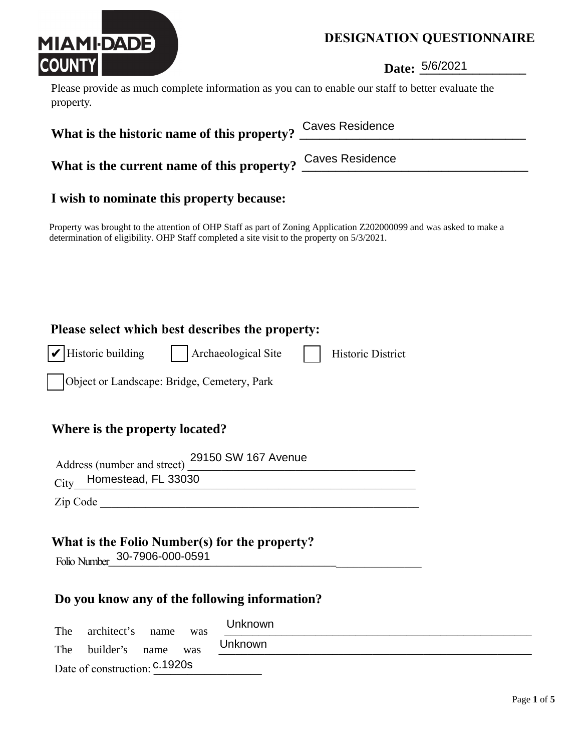# DESIGNATION QUESTIONNAIRE

**Date:** 5/6/2021

Please provide as much complete information as you can to enable our staff to better evaluate the property.

**What is the historic name of this property?** Caves Residence

**What is the current name of this property?** Caves Residence

## I wish to nominate this property because:

Property was brought to the attention of OHP Staff as part of Zoning Application Z202000099 and was asked to make a determination of eligibility. OHP Staff completed a site visit to the property on 5/3/2021.

## Please select which best describes the property:

- [x] Historic building
- [ ] Archaeological Site
- [ ] Historic District
- [ ] Object or Landscape: Bridge, Cemetery, Park

## Where is the property located?

Address (number and street) 29150 SW 167 Avenue

City Homestead, FL 33030

Zip Code

## What is the Folio Number(s) for the property?

Folio Number 30-7906-000-0591

## Do you know any of the following information?

The architect's name was Unknown

The builder's name was Unknown

Date of construction: c.1920s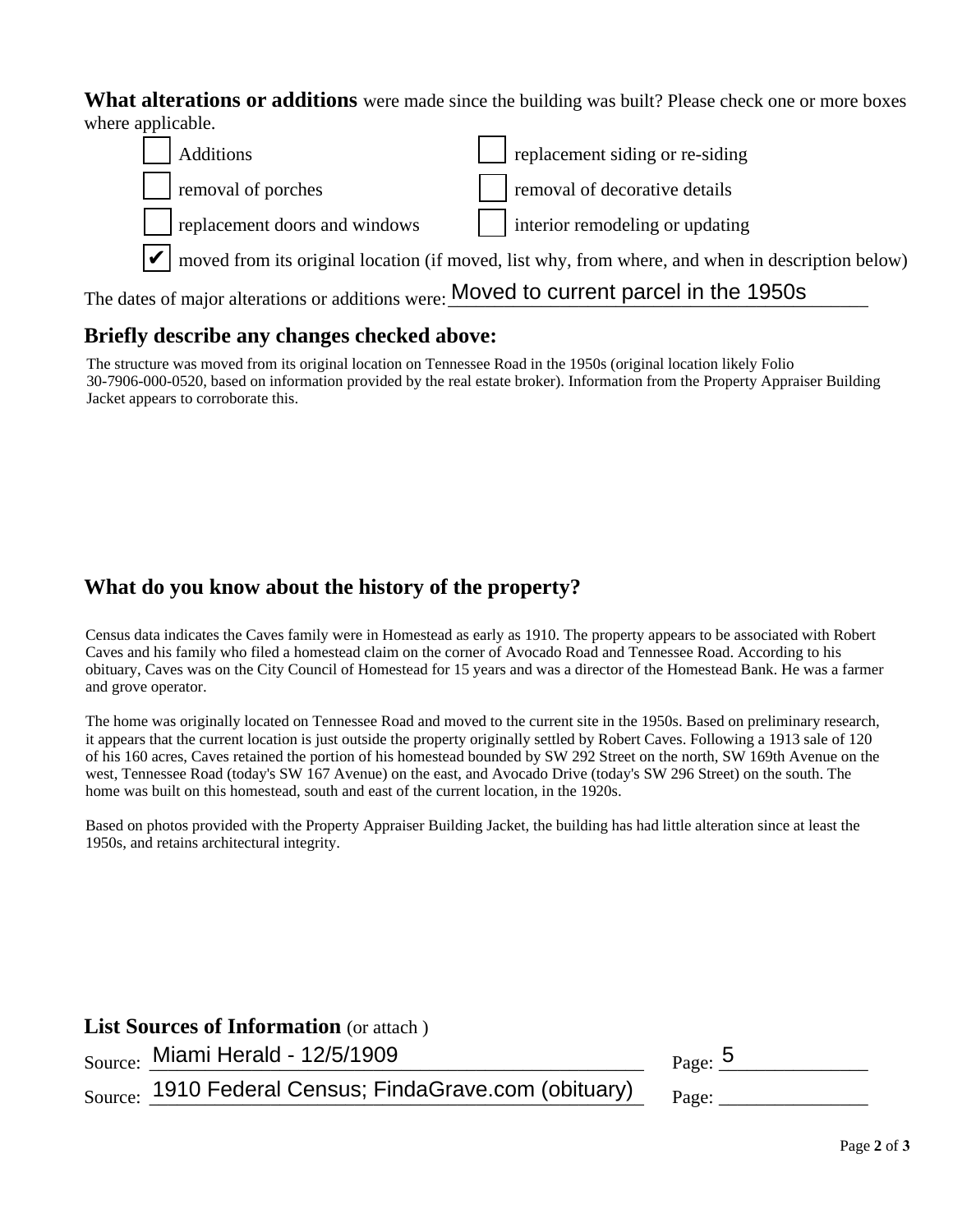**What alterations or additions** were made since the building was built? Please check one or more boxes where applicable.

- [ ] Additions
- [ ] replacement siding or re-siding
- [ ] removal of porches
- [ ] removal of decorative details
- [ ] replacement doors and windows
- [ ] interior remodeling or updating
- [x] moved from its original location (if moved, list why, from where, and when in description below)

The dates of major alterations or additions were: Moved to current parcel in the 1950s

## Briefly describe any changes checked above:

The structure was moved from its original location on Tennessee Road in the 1950s (original location likely Folio 30-7906-000-0520, based on information provided by the real estate broker). Information from the Property Appraiser Building Jacket appears to corroborate this.

## What do you know about the history of the property?

Census data indicates the Caves family were in Homestead as early as 1910. The property appears to be associated with Robert Caves and his family who filed a homestead claim on the corner of Avocado Road and Tennessee Road. According to his obituary, Caves was on the City Council of Homestead for 15 years and was a director of the Homestead Bank. He was a farmer and grove operator.

The home was originally located on Tennessee Road and moved to the current site in the 1950s. Based on preliminary research, it appears that the current location is just outside the property originally settled by Robert Caves. Following a 1913 sale of 120 of his 160 acres, Caves retained the portion of his homestead bounded by SW 292 Street on the north, SW 169th Avenue on the west, Tennessee Road (today's SW 167 Avenue) on the east, and Avocado Drive (today's SW 296 Street) on the south. The home was built on this homestead, south and east of the current location, in the 1920s.

Based on photos provided with the Property Appraiser Building Jacket, the building has had little alteration since at least the 1950s, and retains architectural integrity.

## List Sources of Information (or attach )

Source: Miami Herald - 12/5/1909 Page: 5

Source: 1910 Federal Census; FindaGrave.com (obituary) Page: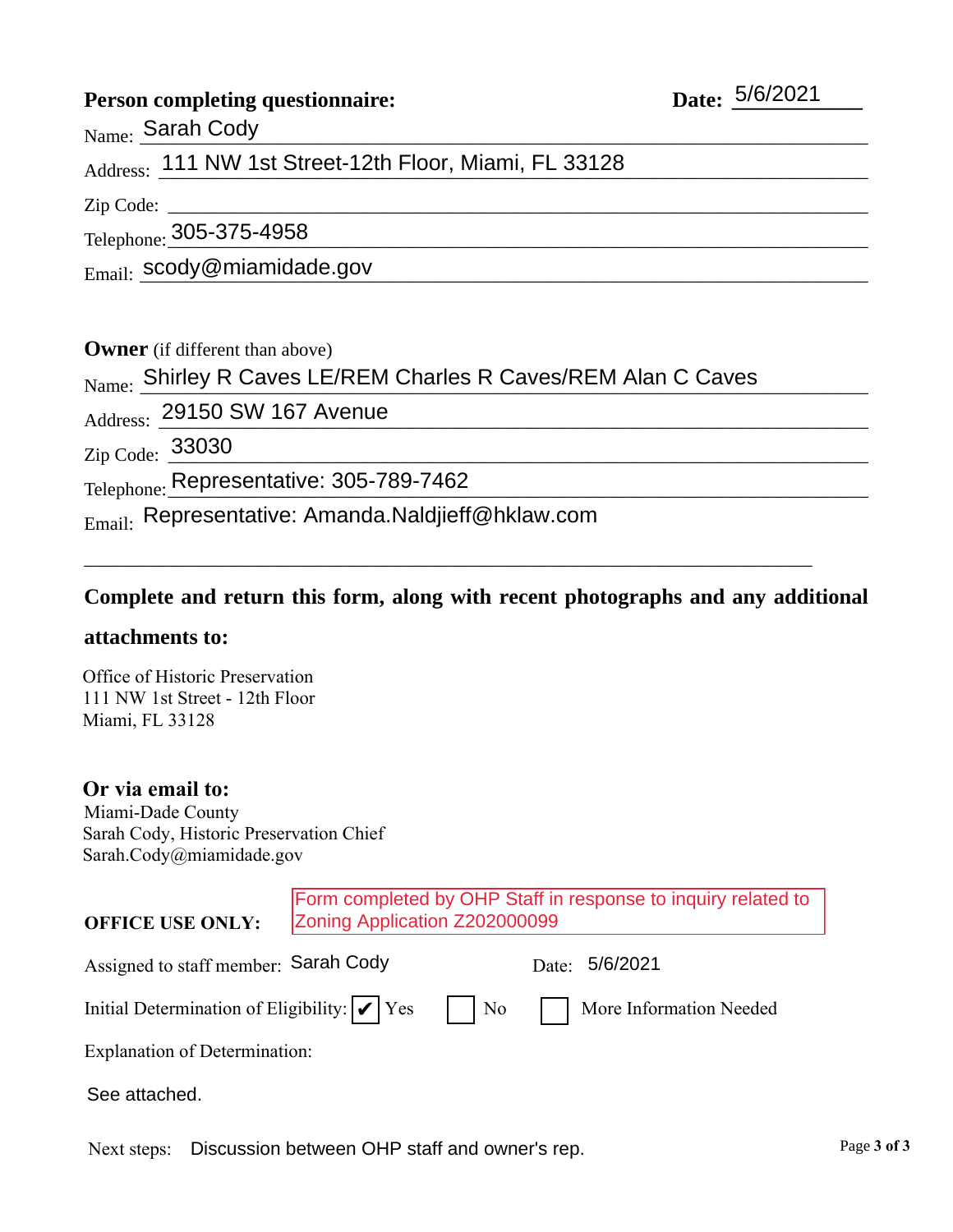**Person completing questionnaire:** **Date:** 5/6/2021

Name: Sarah Cody

Address: 111 NW 1st Street-12th Floor, Miami, FL 33128

Zip Code:

Telephone: 305-375-4958

Email: scody@miamidade.gov

**Owner** (if different than above)

Name: Shirley R Caves LE/REM Charles R Caves/REM Alan C Caves

Address: 29150 SW 167 Avenue

Zip Code: 33030

Telephone: Representative: 305-789-7462

Email: Representative: Amanda.Naldjieff@hklaw.com

---

**Complete and return this form, along with recent photographs and any additional attachments to:**

Office of Historic Preservation
111 NW 1st Street - 12th Floor
Miami, FL 33128

**Or via email to:**
Miami-Dade County
Sarah Cody, Historic Preservation Chief
Sarah.Cody@miamidade.gov

**OFFICE USE ONLY:** Form completed by OHP Staff in response to inquiry related to Zoning Application Z202000099

Assigned to staff member: Sarah Cody Date: 5/6/2021

Initial Determination of Eligibility: ☑ Yes ☐ No ☐ More Information Needed

Explanation of Determination:

See attached.

Next steps: Discussion between OHP staff and owner's rep.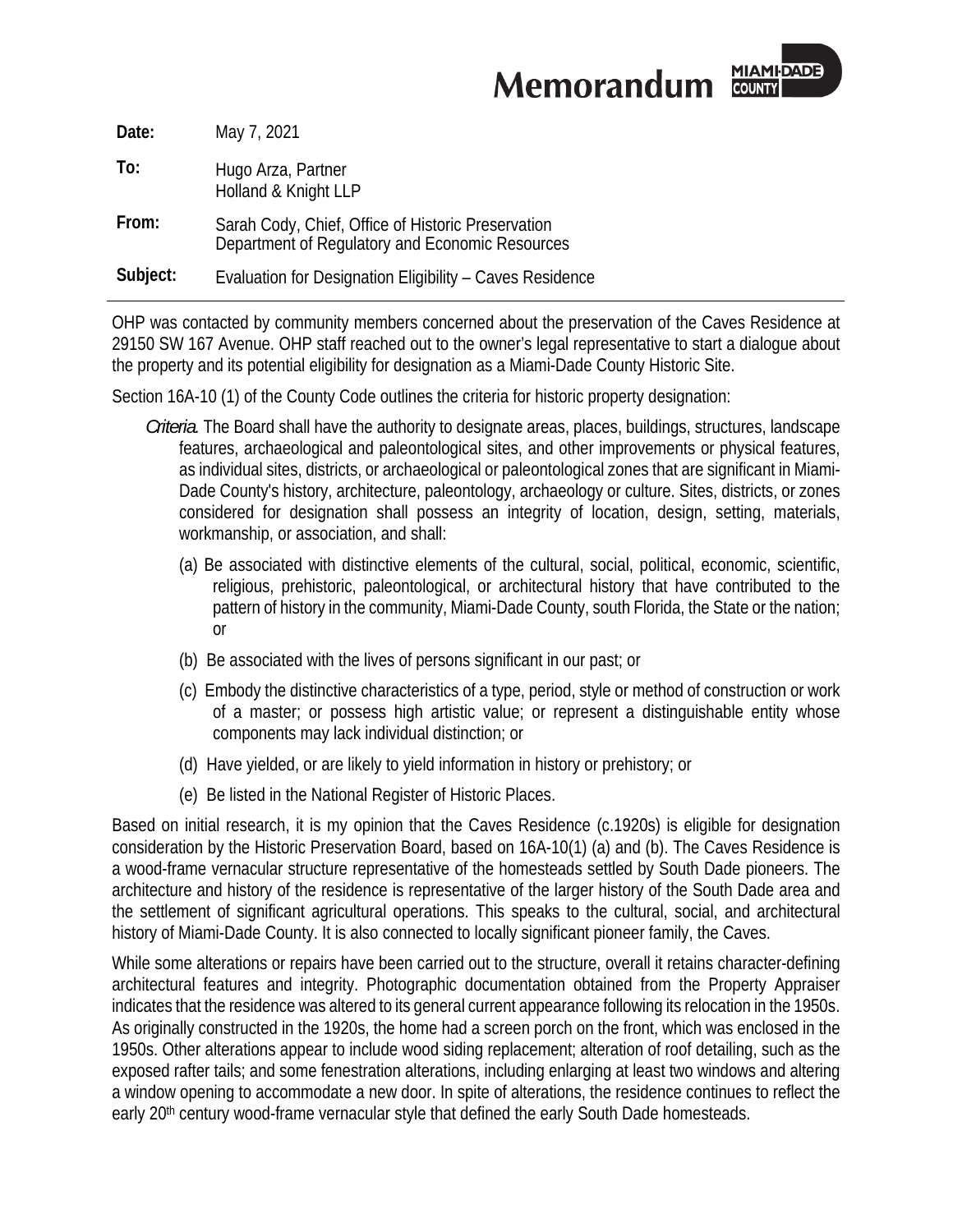# Memorandum

**Date:** May 7, 2021

**To:** Hugo Arza, Partner
Holland & Knight LLP

**From:** Sarah Cody, Chief, Office of Historic Preservation
Department of Regulatory and Economic Resources

**Subject:** Evaluation for Designation Eligibility – Caves Residence

---

OHP was contacted by community members concerned about the preservation of the Caves Residence at 29150 SW 167 Avenue. OHP staff reached out to the owner's legal representative to start a dialogue about the property and its potential eligibility for designation as a Miami-Dade County Historic Site.

Section 16A-10 (1) of the County Code outlines the criteria for historic property designation:

> *Criteria.* The Board shall have the authority to designate areas, places, buildings, structures, landscape features, archaeological and paleontological sites, and other improvements or physical features, as individual sites, districts, or archaeological or paleontological zones that are significant in Miami-Dade County's history, architecture, paleontology, archaeology or culture. Sites, districts, or zones considered for designation shall possess an integrity of location, design, setting, materials, workmanship, or association, and shall:
>
> (a) Be associated with distinctive elements of the cultural, social, political, economic, scientific, religious, prehistoric, paleontological, or architectural history that have contributed to the pattern of history in the community, Miami-Dade County, south Florida, the State or the nation; or
>
> (b) Be associated with the lives of persons significant in our past; or
>
> (c) Embody the distinctive characteristics of a type, period, style or method of construction or work of a master; or possess high artistic value; or represent a distinguishable entity whose components may lack individual distinction; or
>
> (d) Have yielded, or are likely to yield information in history or prehistory; or
>
> (e) Be listed in the National Register of Historic Places.

Based on initial research, it is my opinion that the Caves Residence (c.1920s) is eligible for designation consideration by the Historic Preservation Board, based on 16A-10(1) (a) and (b). The Caves Residence is a wood-frame vernacular structure representative of the homesteads settled by South Dade pioneers. The architecture and history of the residence is representative of the larger history of the South Dade area and the settlement of significant agricultural operations. This speaks to the cultural, social, and architectural history of Miami-Dade County. It is also connected to locally significant pioneer family, the Caves.

While some alterations or repairs have been carried out to the structure, overall it retains character-defining architectural features and integrity. Photographic documentation obtained from the Property Appraiser indicates that the residence was altered to its general current appearance following its relocation in the 1950s. As originally constructed in the 1920s, the home had a screen porch on the front, which was enclosed in the 1950s. Other alterations appear to include wood siding replacement; alteration of roof detailing, such as the exposed rafter tails; and some fenestration alterations, including enlarging at least two windows and altering a window opening to accommodate a new door. In spite of alterations, the residence continues to reflect the early 20th century wood-frame vernacular style that defined the early South Dade homesteads.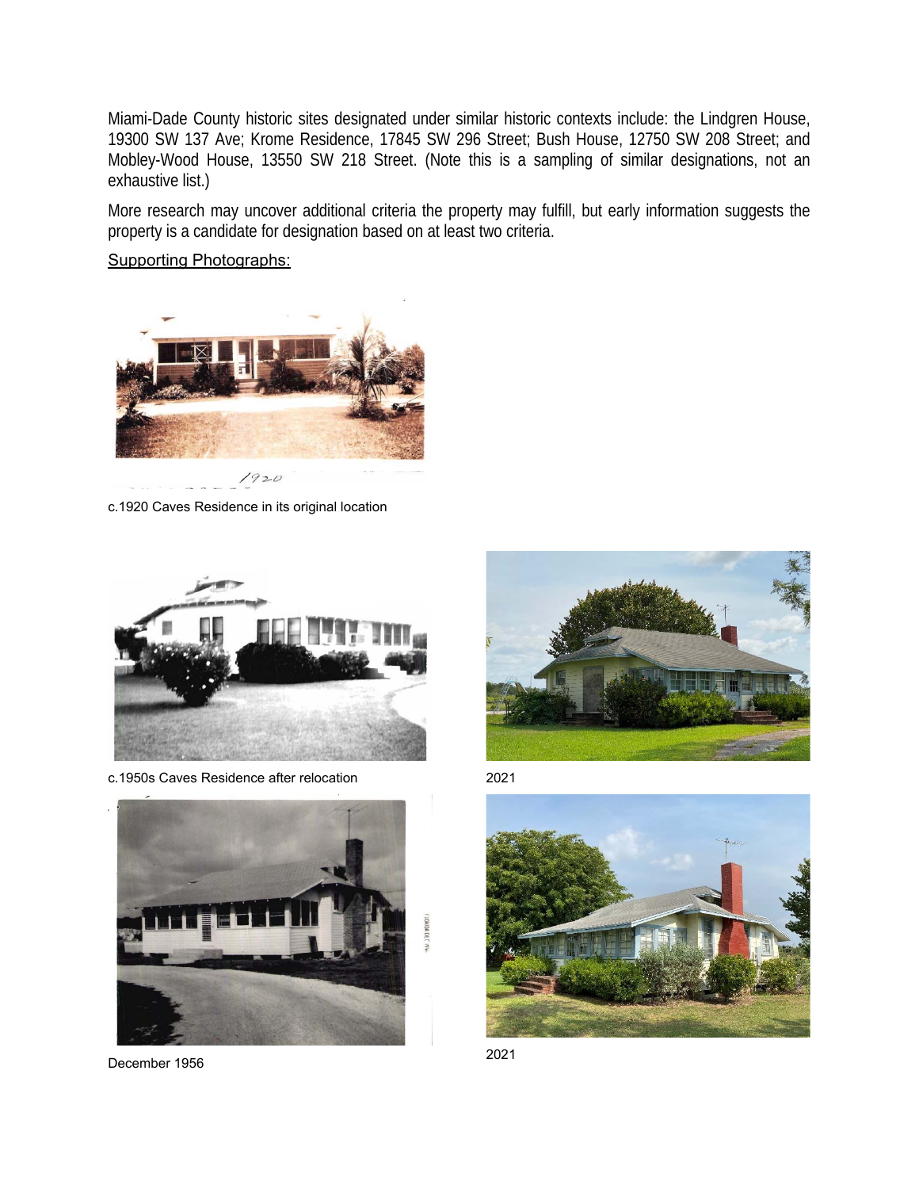Miami-Dade County historic sites designated under similar historic contexts include: the Lindgren House, 19300 SW 137 Ave; Krome Residence, 17845 SW 296 Street; Bush House, 12750 SW 208 Street; and Mobley-Wood House, 13550 SW 218 Street. (Note this is a sampling of similar designations, not an exhaustive list.)

More research may uncover additional criteria the property may fulfill, but early information suggests the property is a candidate for designation based on at least two criteria.

Supporting Photographs:

c.1920 Caves Residence in its original location

c.1950s Caves Residence after relocation

2021

December 1956

2021